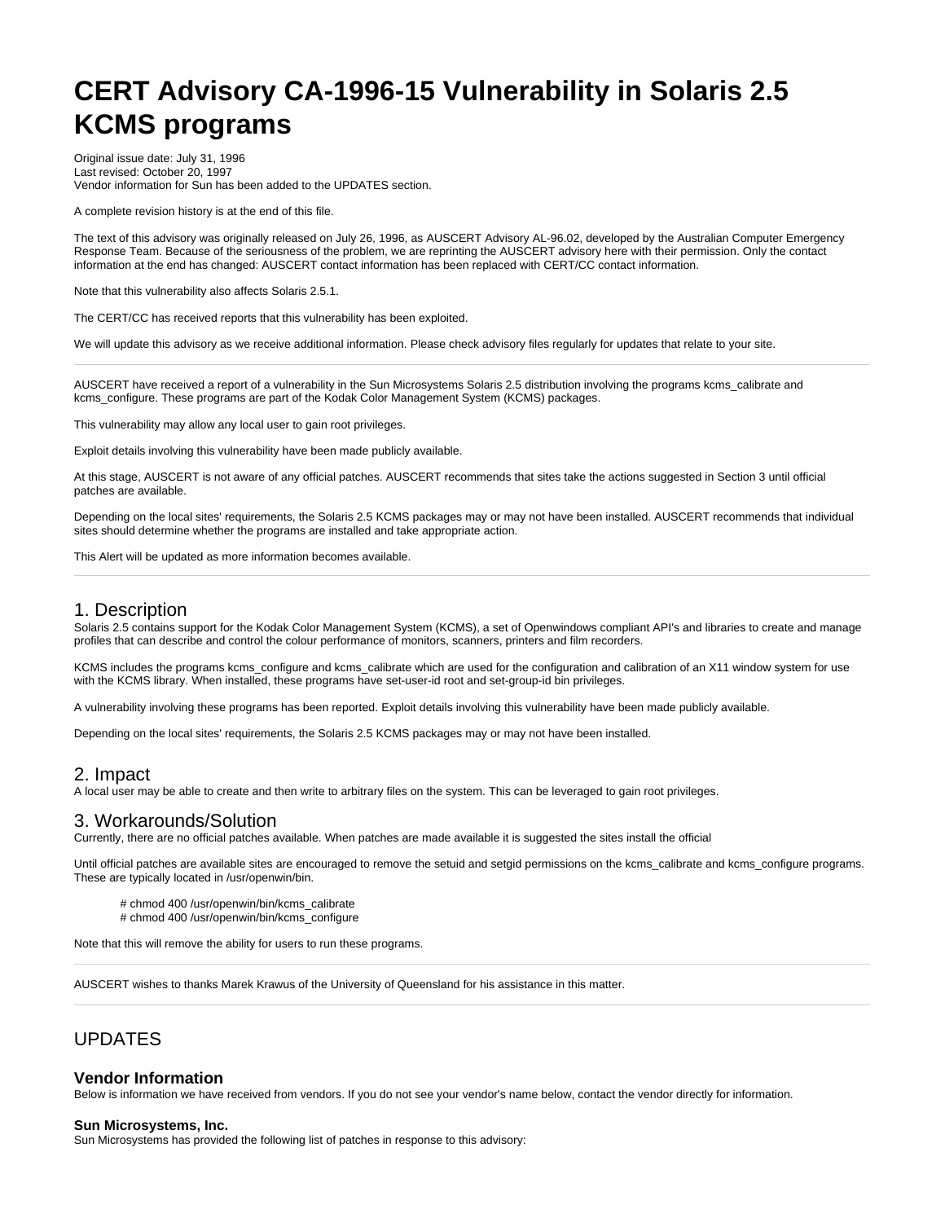# CERT Advisory CA-1996-15 Vulnerability in Solaris 2.5 KCMS programs

Original issue date: July 31, 1996
Last revised: October 20, 1997
Vendor information for Sun has been added to the UPDATES section.

A complete revision history is at the end of this file.

The text of this advisory was originally released on July 26, 1996, as AUSCERT Advisory AL-96.02, developed by the Australian Computer Emergency Response Team. Because of the seriousness of the problem, we are reprinting the AUSCERT advisory here with their permission. Only the contact information at the end has changed: AUSCERT contact information has been replaced with CERT/CC contact information.

Note that this vulnerability also affects Solaris 2.5.1.

The CERT/CC has received reports that this vulnerability has been exploited.

We will update this advisory as we receive additional information. Please check advisory files regularly for updates that relate to your site.

---

AUSCERT have received a report of a vulnerability in the Sun Microsystems Solaris 2.5 distribution involving the programs kcms_calibrate and kcms_configure. These programs are part of the Kodak Color Management System (KCMS) packages.

This vulnerability may allow any local user to gain root privileges.

Exploit details involving this vulnerability have been made publicly available.

At this stage, AUSCERT is not aware of any official patches. AUSCERT recommends that sites take the actions suggested in Section 3 until official patches are available.

Depending on the local sites' requirements, the Solaris 2.5 KCMS packages may or may not have been installed. AUSCERT recommends that individual sites should determine whether the programs are installed and take appropriate action.

This Alert will be updated as more information becomes available.

---

## 1. Description

Solaris 2.5 contains support for the Kodak Color Management System (KCMS), a set of Openwindows compliant API's and libraries to create and manage profiles that can describe and control the colour performance of monitors, scanners, printers and film recorders.

KCMS includes the programs kcms_configure and kcms_calibrate which are used for the configuration and calibration of an X11 window system for use with the KCMS library. When installed, these programs have set-user-id root and set-group-id bin privileges.

A vulnerability involving these programs has been reported. Exploit details involving this vulnerability have been made publicly available.

Depending on the local sites' requirements, the Solaris 2.5 KCMS packages may or may not have been installed.

## 2. Impact

A local user may be able to create and then write to arbitrary files on the system. This can be leveraged to gain root privileges.

## 3. Workarounds/Solution

Currently, there are no official patches available. When patches are made available it is suggested the sites install the official

Until official patches are available sites are encouraged to remove the setuid and setgid permissions on the kcms_calibrate and kcms_configure programs. These are typically located in /usr/openwin/bin.

```
# chmod 400 /usr/openwin/bin/kcms_calibrate
# chmod 400 /usr/openwin/bin/kcms_configure
```

Note that this will remove the ability for users to run these programs.

---

AUSCERT wishes to thanks Marek Krawus of the University of Queensland for his assistance in this matter.

---

## UPDATES

### Vendor Information

Below is information we have received from vendors. If you do not see your vendor's name below, contact the vendor directly for information.

#### Sun Microsystems, Inc.

Sun Microsystems has provided the following list of patches in response to this advisory: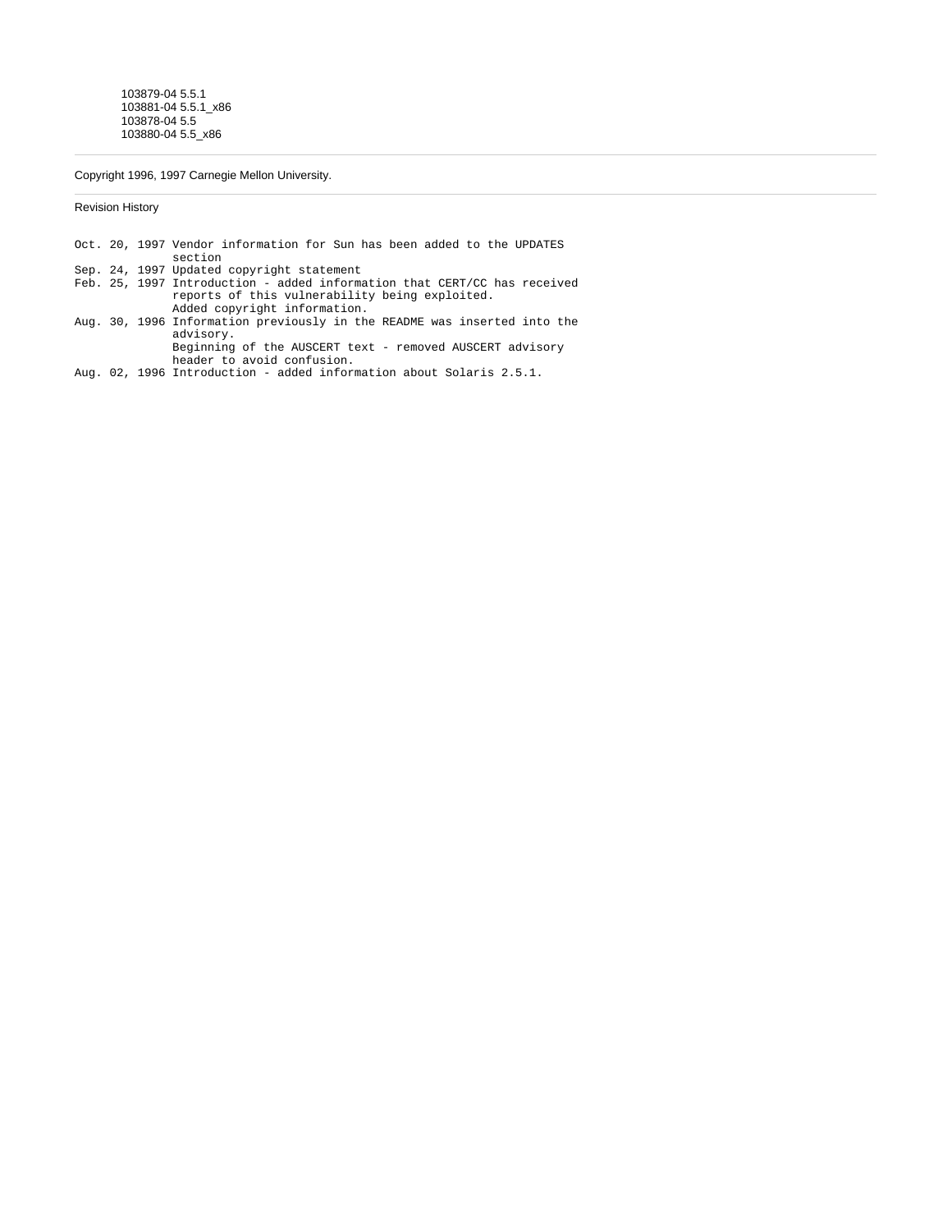103879-04 5.5.1
103881-04 5.5.1_x86
103878-04 5.5
103880-04 5.5_x86

---

Copyright 1996, 1997 Carnegie Mellon University.

---

Revision History

```
Oct. 20, 1997 Vendor information for Sun has been added to the UPDATES
              section
Sep. 24, 1997 Updated copyright statement
Feb. 25, 1997 Introduction - added information that CERT/CC has received
              reports of this vulnerability being exploited.
              Added copyright information.
Aug. 30, 1996 Information previously in the README was inserted into the
              advisory.
              Beginning of the AUSCERT text - removed AUSCERT advisory
              header to avoid confusion.
Aug. 02, 1996 Introduction - added information about Solaris 2.5.1.
```